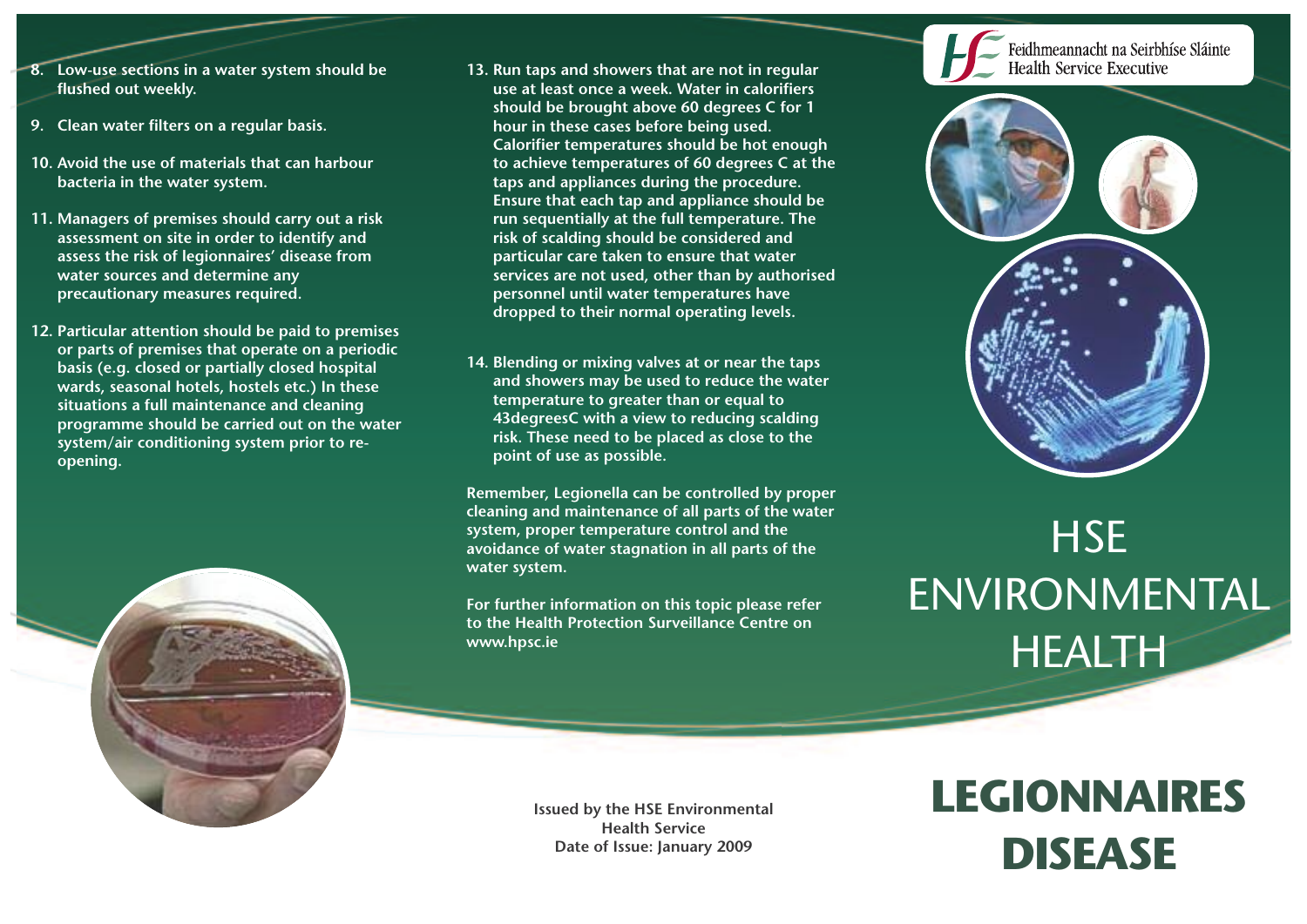8. Low-use sections in a water system should be flushed out weekly.

9. Clean water filters on a regular basis.

10. Avoid the use of materials that can harbour bacteria in the water system.

11. Managers of premises should carry out a risk assessment on site in order to identify and assess the risk of legionnaires' disease from water sources and determine any precautionary measures required.

12. Particular attention should be paid to premises or parts of premises that operate on a periodic basis (e.g. closed or partially closed hospital wards, seasonal hotels, hostels etc.) In these situations a full maintenance and cleaning programme should be carried out on the water system/air conditioning system prior to re-opening.

13. Run taps and showers that are not in regular use at least once a week. Water in calorifiers should be brought above 60 degrees C for 1 hour in these cases before being used. Calorifier temperatures should be hot enough to achieve temperatures of 60 degrees C at the taps and appliances during the procedure. Ensure that each tap and appliance should be run sequentially at the full temperature. The risk of scalding should be considered and particular care taken to ensure that water services are not used, other than by authorised personnel until water temperatures have dropped to their normal operating levels.

14. Blending or mixing valves at or near the taps and showers may be used to reduce the water temperature to greater than or equal to 43degreesC with a view to reducing scalding risk. These need to be placed as close to the point of use as possible.

Remember, Legionella can be controlled by proper cleaning and maintenance of all parts of the water system, proper temperature control and the avoidance of water stagnation in all parts of the water system.

For further information on this topic please refer to the Health Protection Surveillance Centre on www.hpsc.ie

Issued by the HSE Environmental Health Service
Date of Issue: January 2009

Feidhmeannacht na Seirbhíse Sláinte
Health Service Executive

# HSE ENVIRONMENTAL HEALTH

# LEGIONNAIRES DISEASE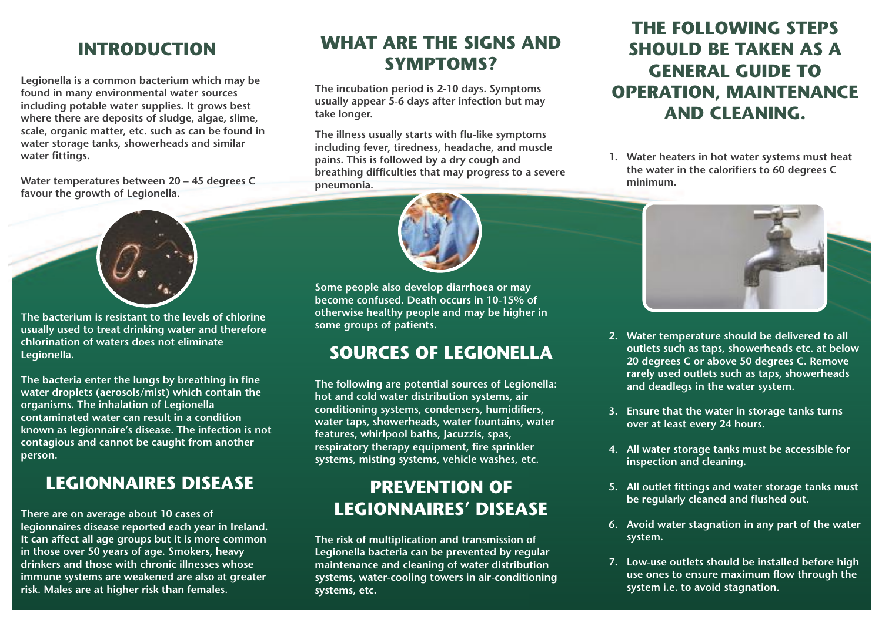## INTRODUCTION

Legionella is a common bacterium which may be found in many environmental water sources including potable water supplies. It grows best where there are deposits of sludge, algae, slime, scale, organic matter, etc. such as can be found in water storage tanks, showerheads and similar water fittings.

Water temperatures between 20 – 45 degrees C favour the growth of Legionella.

The bacterium is resistant to the levels of chlorine usually used to treat drinking water and therefore chlorination of waters does not eliminate Legionella.

The bacteria enter the lungs by breathing in fine water droplets (aerosols/mist) which contain the organisms. The inhalation of Legionella contaminated water can result in a condition known as legionnaire's disease. The infection is not contagious and cannot be caught from another person.

## LEGIONNAIRES DISEASE

There are on average about 10 cases of legionnaires disease reported each year in Ireland. It can affect all age groups but it is more common in those over 50 years of age. Smokers, heavy drinkers and those with chronic illnesses whose immune systems are weakened are also at greater risk. Males are at higher risk than females.

## WHAT ARE THE SIGNS AND SYMPTOMS?

The incubation period is 2-10 days. Symptoms usually appear 5-6 days after infection but may take longer.

The illness usually starts with flu-like symptoms including fever, tiredness, headache, and muscle pains. This is followed by a dry cough and breathing difficulties that may progress to a severe pneumonia.

Some people also develop diarrhoea or may become confused. Death occurs in 10-15% of otherwise healthy people and may be higher in some groups of patients.

## SOURCES OF LEGIONELLA

The following are potential sources of Legionella: hot and cold water distribution systems, air conditioning systems, condensers, humidifiers, water taps, showerheads, water fountains, water features, whirlpool baths, Jacuzzis, spas, respiratory therapy equipment, fire sprinkler systems, misting systems, vehicle washes, etc.

## PREVENTION OF LEGIONNAIRES' DISEASE

The risk of multiplication and transmission of Legionella bacteria can be prevented by regular maintenance and cleaning of water distribution systems, water-cooling towers in air-conditioning systems, etc.

## THE FOLLOWING STEPS SHOULD BE TAKEN AS A GENERAL GUIDE TO OPERATION, MAINTENANCE AND CLEANING.

1. Water heaters in hot water systems must heat the water in the calorifiers to 60 degrees C minimum.
2. Water temperature should be delivered to all outlets such as taps, showerheads etc. at below 20 degrees C or above 50 degrees C. Remove rarely used outlets such as taps, showerheads and deadlegs in the water system.
3. Ensure that the water in storage tanks turns over at least every 24 hours.
4. All water storage tanks must be accessible for inspection and cleaning.
5. All outlet fittings and water storage tanks must be regularly cleaned and flushed out.
6. Avoid water stagnation in any part of the water system.
7. Low-use outlets should be installed before high use ones to ensure maximum flow through the system i.e. to avoid stagnation.